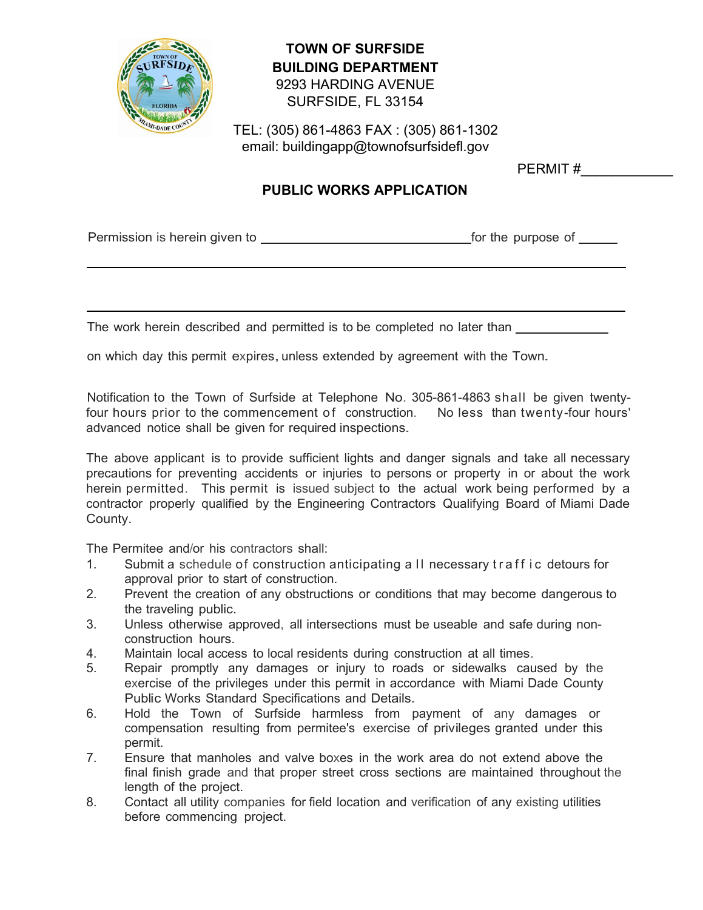**TOWN OF SURFSIDE**
**BUILDING DEPARTMENT**
9293 HARDING AVENUE
SURFSIDE, FL 33154

TEL: (305) 861-4863 FAX : (305) 861-1302
email: buildingapp@townofsurfsidefl.gov

PERMIT #____________

# PUBLIC WORKS APPLICATION

Permission is herein given to ______________________________ for the purpose of ______

_______________________________________________________________________________

_______________________________________________________________________________

The work herein described and permitted is to be completed no later than _____________

on which day this permit expires, unless extended by agreement with the Town.

Notification to the Town of Surfside at Telephone No. 305-861-4863 shall be given twenty-four hours prior to the commencement of construction. No less than twenty-four hours' advanced notice shall be given for required inspections.

The above applicant is to provide sufficient lights and danger signals and take all necessary precautions for preventing accidents or injuries to persons or property in or about the work herein permitted. This permit is issued subject to the actual work being performed by a contractor properly qualified by the Engineering Contractors Qualifying Board of Miami Dade County.

The Permitee and/or his contractors shall:

1. Submit a schedule of construction anticipating all necessary traffic detours for approval prior to start of construction.
2. Prevent the creation of any obstructions or conditions that may become dangerous to the traveling public.
3. Unless otherwise approved, all intersections must be useable and safe during non-construction hours.
4. Maintain local access to local residents during construction at all times.
5. Repair promptly any damages or injury to roads or sidewalks caused by the exercise of the privileges under this permit in accordance with Miami Dade County Public Works Standard Specifications and Details.
6. Hold the Town of Surfside harmless from payment of any damages or compensation resulting from permitee's exercise of privileges granted under this permit.
7. Ensure that manholes and valve boxes in the work area do not extend above the final finish grade and that proper street cross sections are maintained throughout the length of the project.
8. Contact all utility companies for field location and verification of any existing utilities before commencing project.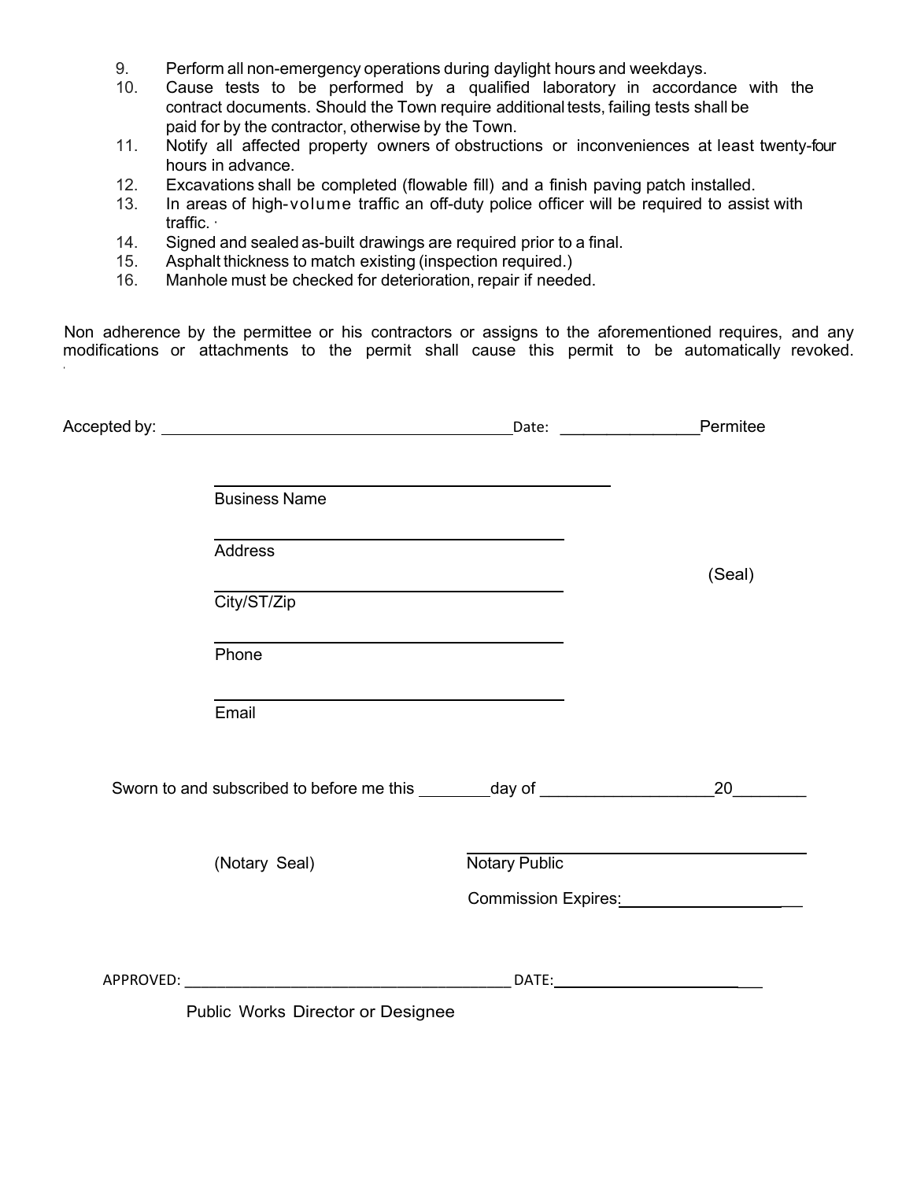9. Perform all non-emergency operations during daylight hours and weekdays.
10. Cause tests to be performed by a qualified laboratory in accordance with the contract documents. Should the Town require additional tests, failing tests shall be paid for by the contractor, otherwise by the Town.
11. Notify all affected property owners of obstructions or inconveniences at least twenty-four hours in advance.
12. Excavations shall be completed (flowable fill) and a finish paving patch installed.
13. In areas of high-volume traffic an off-duty police officer will be required to assist with traffic.
14. Signed and sealed as-built drawings are required prior to a final.
15. Asphalt thickness to match existing (inspection required.)
16. Manhole must be checked for deterioration, repair if needed.

Non adherence by the permittee or his contractors or assigns to the aforementioned requires, and any modifications or attachments to the permit shall cause this permit to be automatically revoked.

Accepted by: ________________________________________ Date: ________________ Permitee

______________________________________________
Business Name

________________________________________
Address

(Seal)

________________________________________
City/ST/Zip

________________________________________
Phone

________________________________________
Email

Sworn to and subscribed to before me this ________ day of ___________________ 20________

(Notary Seal)

________________________________________
Notary Public

Commission Expires: ______________________

APPROVED: ________________________________________ DATE: ______________________

Public Works Director or Designee